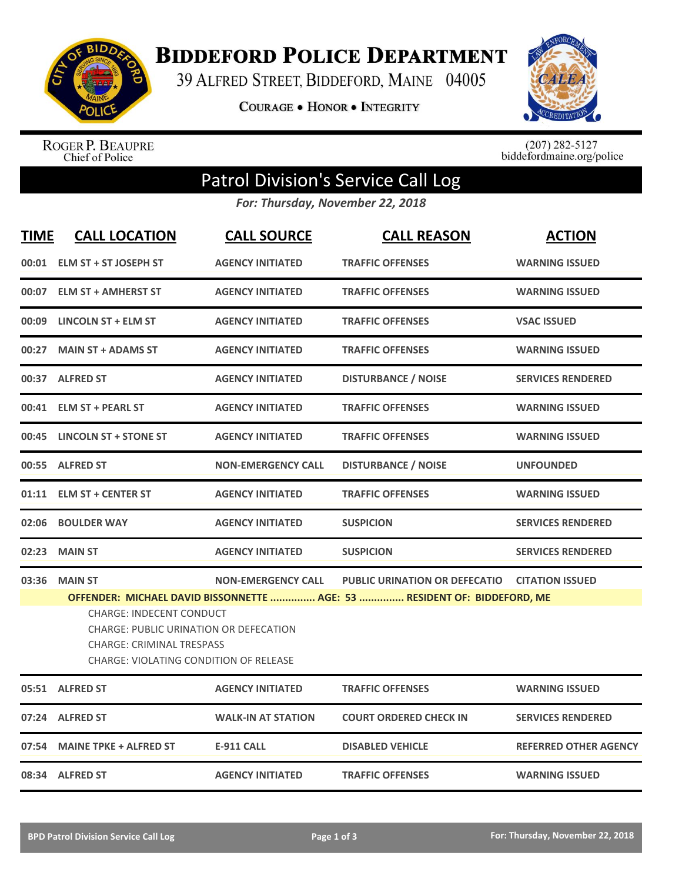# Biddeford Police Department

39 Alfred Street, Biddeford, Maine 04005

Courage • Honor • Integrity

Roger P. Beaupre
Chief of Police

(207) 282-5127
biddefordmaine.org/police

## Patrol Division's Service Call Log

*For: Thursday, November 22, 2018*

| TIME | CALL LOCATION | CALL SOURCE | CALL REASON | ACTION |
|---|---|---|---|---|
| 00:01 | ELM ST + ST JOSEPH ST | AGENCY INITIATED | TRAFFIC OFFENSES | WARNING ISSUED |
| 00:07 | ELM ST + AMHERST ST | AGENCY INITIATED | TRAFFIC OFFENSES | WARNING ISSUED |
| 00:09 | LINCOLN ST + ELM ST | AGENCY INITIATED | TRAFFIC OFFENSES | VSAC ISSUED |
| 00:27 | MAIN ST + ADAMS ST | AGENCY INITIATED | TRAFFIC OFFENSES | WARNING ISSUED |
| 00:37 | ALFRED ST | AGENCY INITIATED | DISTURBANCE / NOISE | SERVICES RENDERED |
| 00:41 | ELM ST + PEARL ST | AGENCY INITIATED | TRAFFIC OFFENSES | WARNING ISSUED |
| 00:45 | LINCOLN ST + STONE ST | AGENCY INITIATED | TRAFFIC OFFENSES | WARNING ISSUED |
| 00:55 | ALFRED ST | NON-EMERGENCY CALL | DISTURBANCE / NOISE | UNFOUNDED |
| 01:11 | ELM ST + CENTER ST | AGENCY INITIATED | TRAFFIC OFFENSES | WARNING ISSUED |
| 02:06 | BOULDER WAY | AGENCY INITIATED | SUSPICION | SERVICES RENDERED |
| 02:23 | MAIN ST | AGENCY INITIATED | SUSPICION | SERVICES RENDERED |
| 03:36 | MAIN ST | NON-EMERGENCY CALL | PUBLIC URINATION OR DEFECATIO | CITATION ISSUED |

**OFFENDER: MICHAEL DAVID BISSONNETTE ............... AGE: 53 ............... RESIDENT OF: BIDDEFORD, ME**

CHARGE: INDECENT CONDUCT
CHARGE: PUBLIC URINATION OR DEFECATION
CHARGE: CRIMINAL TRESPASS
CHARGE: VIOLATING CONDITION OF RELEASE

| TIME | CALL LOCATION | CALL SOURCE | CALL REASON | ACTION |
|---|---|---|---|---|
| 05:51 | ALFRED ST | AGENCY INITIATED | TRAFFIC OFFENSES | WARNING ISSUED |
| 07:24 | ALFRED ST | WALK-IN AT STATION | COURT ORDERED CHECK IN | SERVICES RENDERED |
| 07:54 | MAINE TPKE + ALFRED ST | E-911 CALL | DISABLED VEHICLE | REFERRED OTHER AGENCY |
| 08:34 | ALFRED ST | AGENCY INITIATED | TRAFFIC OFFENSES | WARNING ISSUED |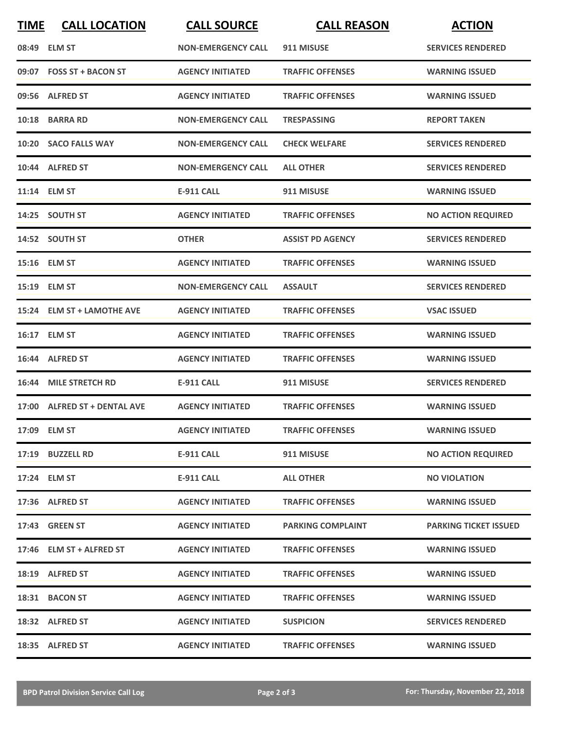| TIME | CALL LOCATION | CALL SOURCE | CALL REASON | ACTION |
|---|---|---|---|---|
| 08:49 | ELM ST | NON-EMERGENCY CALL | 911 MISUSE | SERVICES RENDERED |
| 09:07 | FOSS ST + BACON ST | AGENCY INITIATED | TRAFFIC OFFENSES | WARNING ISSUED |
| 09:56 | ALFRED ST | AGENCY INITIATED | TRAFFIC OFFENSES | WARNING ISSUED |
| 10:18 | BARRA RD | NON-EMERGENCY CALL | TRESPASSING | REPORT TAKEN |
| 10:20 | SACO FALLS WAY | NON-EMERGENCY CALL | CHECK WELFARE | SERVICES RENDERED |
| 10:44 | ALFRED ST | NON-EMERGENCY CALL | ALL OTHER | SERVICES RENDERED |
| 11:14 | ELM ST | E-911 CALL | 911 MISUSE | WARNING ISSUED |
| 14:25 | SOUTH ST | AGENCY INITIATED | TRAFFIC OFFENSES | NO ACTION REQUIRED |
| 14:52 | SOUTH ST | OTHER | ASSIST PD AGENCY | SERVICES RENDERED |
| 15:16 | ELM ST | AGENCY INITIATED | TRAFFIC OFFENSES | WARNING ISSUED |
| 15:19 | ELM ST | NON-EMERGENCY CALL | ASSAULT | SERVICES RENDERED |
| 15:24 | ELM ST + LAMOTHE AVE | AGENCY INITIATED | TRAFFIC OFFENSES | VSAC ISSUED |
| 16:17 | ELM ST | AGENCY INITIATED | TRAFFIC OFFENSES | WARNING ISSUED |
| 16:44 | ALFRED ST | AGENCY INITIATED | TRAFFIC OFFENSES | WARNING ISSUED |
| 16:44 | MILE STRETCH RD | E-911 CALL | 911 MISUSE | SERVICES RENDERED |
| 17:00 | ALFRED ST + DENTAL AVE | AGENCY INITIATED | TRAFFIC OFFENSES | WARNING ISSUED |
| 17:09 | ELM ST | AGENCY INITIATED | TRAFFIC OFFENSES | WARNING ISSUED |
| 17:19 | BUZZELL RD | E-911 CALL | 911 MISUSE | NO ACTION REQUIRED |
| 17:24 | ELM ST | E-911 CALL | ALL OTHER | NO VIOLATION |
| 17:36 | ALFRED ST | AGENCY INITIATED | TRAFFIC OFFENSES | WARNING ISSUED |
| 17:43 | GREEN ST | AGENCY INITIATED | PARKING COMPLAINT | PARKING TICKET ISSUED |
| 17:46 | ELM ST + ALFRED ST | AGENCY INITIATED | TRAFFIC OFFENSES | WARNING ISSUED |
| 18:19 | ALFRED ST | AGENCY INITIATED | TRAFFIC OFFENSES | WARNING ISSUED |
| 18:31 | BACON ST | AGENCY INITIATED | TRAFFIC OFFENSES | WARNING ISSUED |
| 18:32 | ALFRED ST | AGENCY INITIATED | SUSPICION | SERVICES RENDERED |
| 18:35 | ALFRED ST | AGENCY INITIATED | TRAFFIC OFFENSES | WARNING ISSUED |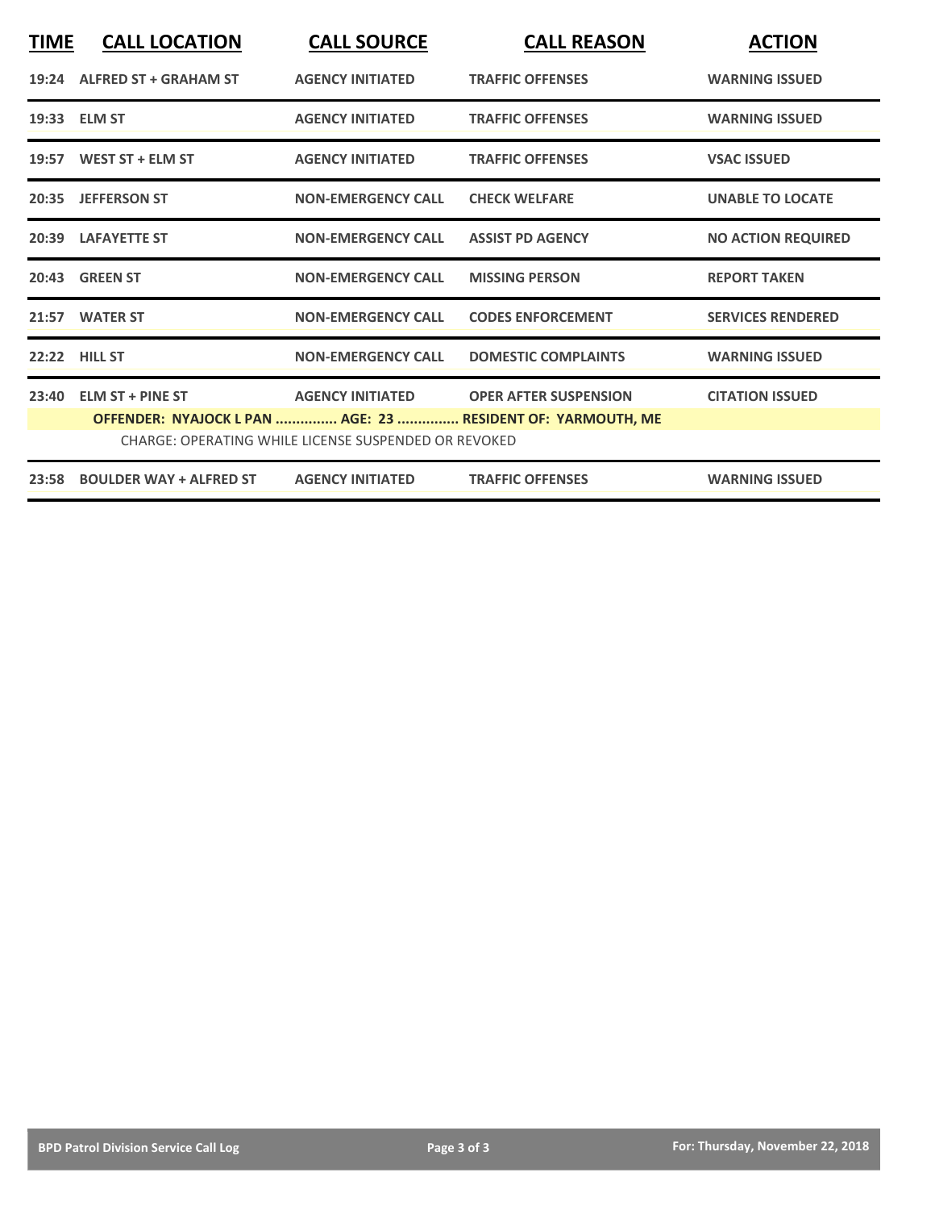| TIME | CALL LOCATION | CALL SOURCE | CALL REASON | ACTION |
| --- | --- | --- | --- | --- |
| 19:24 | ALFRED ST + GRAHAM ST | AGENCY INITIATED | TRAFFIC OFFENSES | WARNING ISSUED |
| 19:33 | ELM ST | AGENCY INITIATED | TRAFFIC OFFENSES | WARNING ISSUED |
| 19:57 | WEST ST + ELM ST | AGENCY INITIATED | TRAFFIC OFFENSES | VSAC ISSUED |
| 20:35 | JEFFERSON ST | NON-EMERGENCY CALL | CHECK WELFARE | UNABLE TO LOCATE |
| 20:39 | LAFAYETTE ST | NON-EMERGENCY CALL | ASSIST PD AGENCY | NO ACTION REQUIRED |
| 20:43 | GREEN ST | NON-EMERGENCY CALL | MISSING PERSON | REPORT TAKEN |
| 21:57 | WATER ST | NON-EMERGENCY CALL | CODES ENFORCEMENT | SERVICES RENDERED |
| 22:22 | HILL ST | NON-EMERGENCY CALL | DOMESTIC COMPLAINTS | WARNING ISSUED |
| 23:40 | ELM ST + PINE ST | AGENCY INITIATED | OPER AFTER SUSPENSION | CITATION ISSUED |
| | **OFFENDER: NYAJOCK L PAN ............... AGE: 23 ............... RESIDENT OF: YARMOUTH, ME** | | | |
| | CHARGE: OPERATING WHILE LICENSE SUSPENDED OR REVOKED | | | |
| 23:58 | BOULDER WAY + ALFRED ST | AGENCY INITIATED | TRAFFIC OFFENSES | WARNING ISSUED |